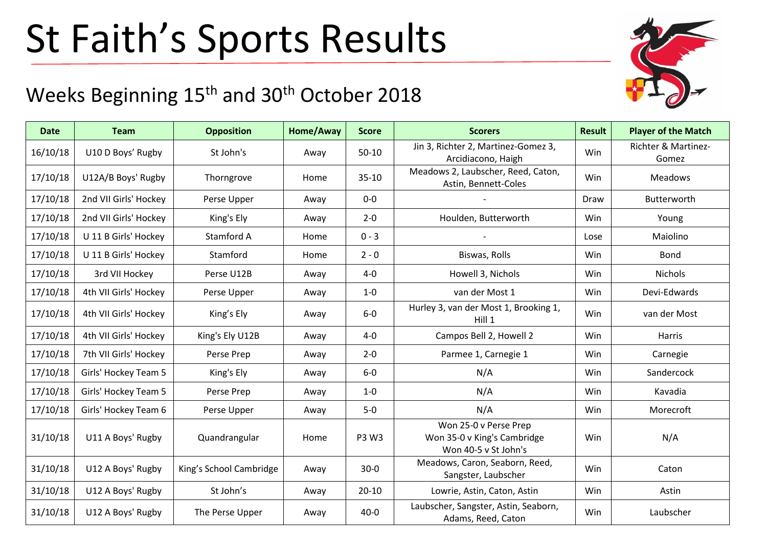# St Faith's Sports Results

## Weeks Beginning 15th and 30th October 2018

| Date | Team | Opposition | Home/Away | Score | Scorers | Result | Player of the Match |
|---|---|---|---|---|---|---|---|
| 16/10/18 | U10 D Boys' Rugby | St John's | Away | 50-10 | Jin 3, Richter 2, Martinez-Gomez 3, Arcidiacono, Haigh | Win | Richter & Martinez-Gomez |
| 17/10/18 | U12A/B Boys' Rugby | Thorngrove | Home | 35-10 | Meadows 2, Laubscher, Reed, Caton, Astin, Bennett-Coles | Win | Meadows |
| 17/10/18 | 2nd VII Girls' Hockey | Perse Upper | Away | 0-0 | - | Draw | Butterworth |
| 17/10/18 | 2nd VII Girls' Hockey | King's Ely | Away | 2-0 | Houlden, Butterworth | Win | Young |
| 17/10/18 | U 11 B Girls' Hockey | Stamford A | Home | 0 - 3 | - | Lose | Maiolino |
| 17/10/18 | U 11 B Girls' Hockey | Stamford | Home | 2 - 0 | Biswas, Rolls | Win | Bond |
| 17/10/18 | 3rd VII Hockey | Perse U12B | Away | 4-0 | Howell 3, Nichols | Win | Nichols |
| 17/10/18 | 4th VII Girls' Hockey | Perse Upper | Away | 1-0 | van der Most 1 | Win | Devi-Edwards |
| 17/10/18 | 4th VII Girls' Hockey | King's Ely | Away | 6-0 | Hurley 3, van der Most 1, Brooking 1, Hill 1 | Win | van der Most |
| 17/10/18 | 4th VII Girls' Hockey | King's Ely U12B | Away | 4-0 | Campos Bell 2, Howell 2 | Win | Harris |
| 17/10/18 | 7th VII Girls' Hockey | Perse Prep | Away | 2-0 | Parmee 1, Carnegie 1 | Win | Carnegie |
| 17/10/18 | Girls' Hockey Team 5 | King's Ely | Away | 6-0 | N/A | Win | Sandercock |
| 17/10/18 | Girls' Hockey Team 5 | Perse Prep | Away | 1-0 | N/A | Win | Kavadia |
| 17/10/18 | Girls' Hockey Team 6 | Perse Upper | Away | 5-0 | N/A | Win | Morecroft |
| 31/10/18 | U11 A Boys' Rugby | Quandrangular | Home | P3 W3 | Won 25-0 v Perse Prep<br>Won 35-0 v King's Cambridge<br>Won 40-5 v St John's | Win | N/A |
| 31/10/18 | U12 A Boys' Rugby | King's School Cambridge | Away | 30-0 | Meadows, Caron, Seaborn, Reed, Sangster, Laubscher | Win | Caton |
| 31/10/18 | U12 A Boys' Rugby | St John's | Away | 20-10 | Lowrie, Astin, Caton, Astin | Win | Astin |
| 31/10/18 | U12 A Boys' Rugby | The Perse Upper | Away | 40-0 | Laubscher, Sangster, Astin, Seaborn, Adams, Reed, Caton | Win | Laubscher |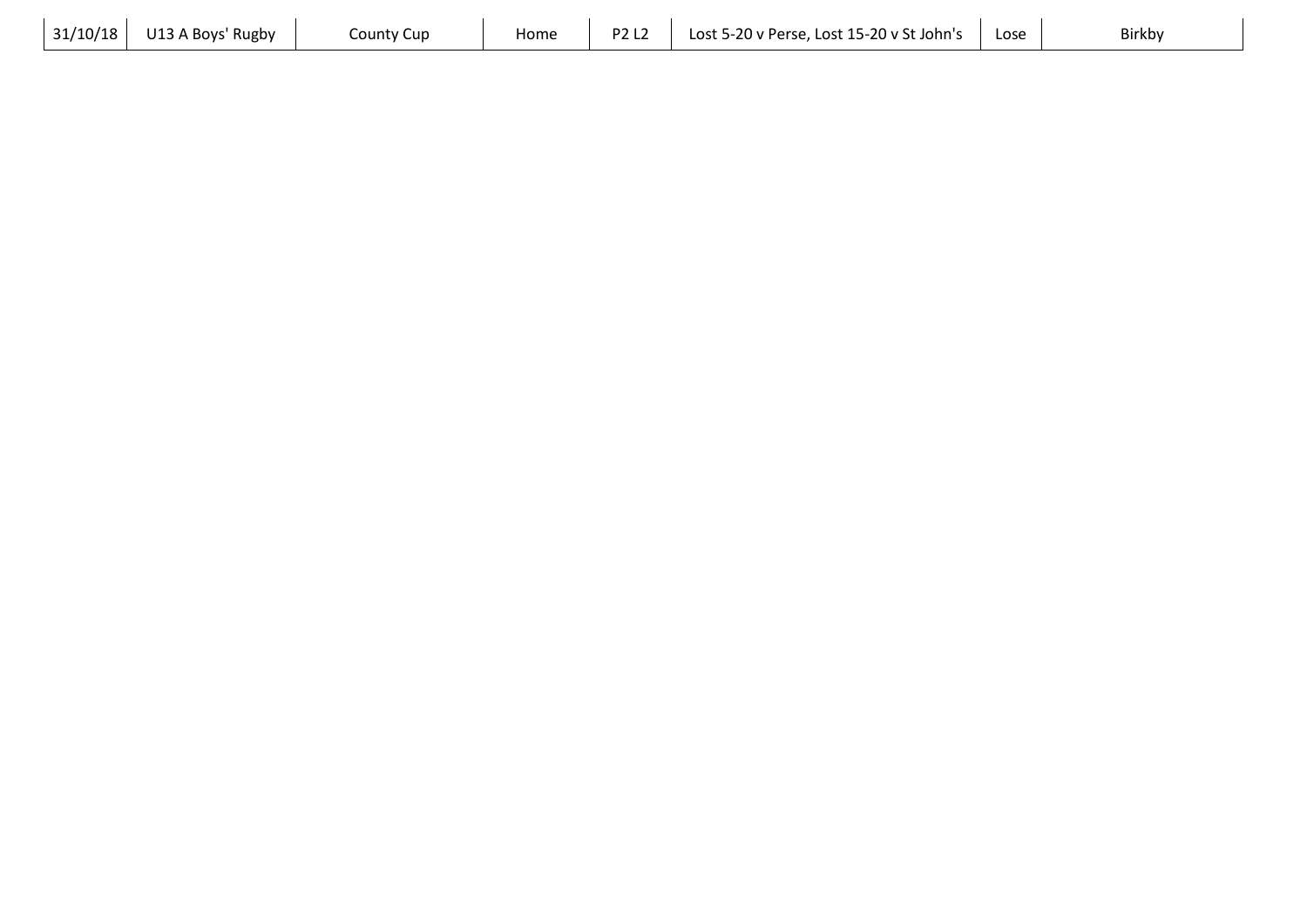| | | | | | | | |
|---|---|---|---|---|---|---|---|
| 31/10/18 | U13 A Boys' Rugby | County Cup | Home | P2 L2 | Lost 5-20 v Perse, Lost 15-20 v St John's | Lose | Birkby |